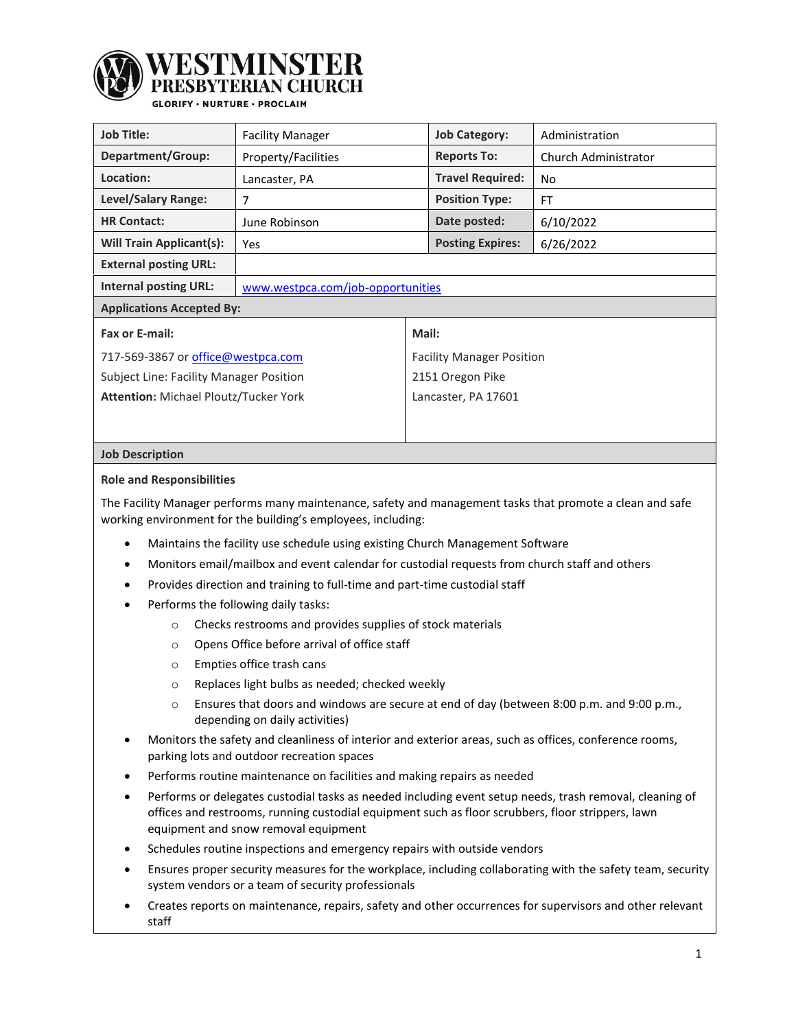# WESTMINSTER PRESBYTERIAN CHURCH

GLORIFY · NURTURE · PROCLAIM

| Job Title: | Facility Manager | Job Category: | Administration |
|---|---|---|---|
| Department/Group: | Property/Facilities | Reports To: | Church Administrator |
| Location: | Lancaster, PA | Travel Required: | No |
| Level/Salary Range: | 7 | Position Type: | FT |
| HR Contact: | June Robinson | Date posted: | 6/10/2022 |
| Will Train Applicant(s): | Yes | Posting Expires: | 6/26/2022 |
| External posting URL: | | | |
| Internal posting URL: | www.westpca.com/job-opportunities | | |

**Applications Accepted By:**

| Fax or E-mail: | Mail: |
|---|---|
| 717-569-3867 or office@westpca.com | Facility Manager Position |
| Subject Line: Facility Manager Position | 2151 Oregon Pike |
| **Attention:** Michael Ploutz/Tucker York | Lancaster, PA 17601 |

## Job Description

### Role and Responsibilities

The Facility Manager performs many maintenance, safety and management tasks that promote a clean and safe working environment for the building's employees, including:

- Maintains the facility use schedule using existing Church Management Software
- Monitors email/mailbox and event calendar for custodial requests from church staff and others
- Provides direction and training to full-time and part-time custodial staff
- Performs the following daily tasks:
  - Checks restrooms and provides supplies of stock materials
  - Opens Office before arrival of office staff
  - Empties office trash cans
  - Replaces light bulbs as needed; checked weekly
  - Ensures that doors and windows are secure at end of day (between 8:00 p.m. and 9:00 p.m., depending on daily activities)
- Monitors the safety and cleanliness of interior and exterior areas, such as offices, conference rooms, parking lots and outdoor recreation spaces
- Performs routine maintenance on facilities and making repairs as needed
- Performs or delegates custodial tasks as needed including event setup needs, trash removal, cleaning of offices and restrooms, running custodial equipment such as floor scrubbers, floor strippers, lawn equipment and snow removal equipment
- Schedules routine inspections and emergency repairs with outside vendors
- Ensures proper security measures for the workplace, including collaborating with the safety team, security system vendors or a team of security professionals
- Creates reports on maintenance, repairs, safety and other occurrences for supervisors and other relevant staff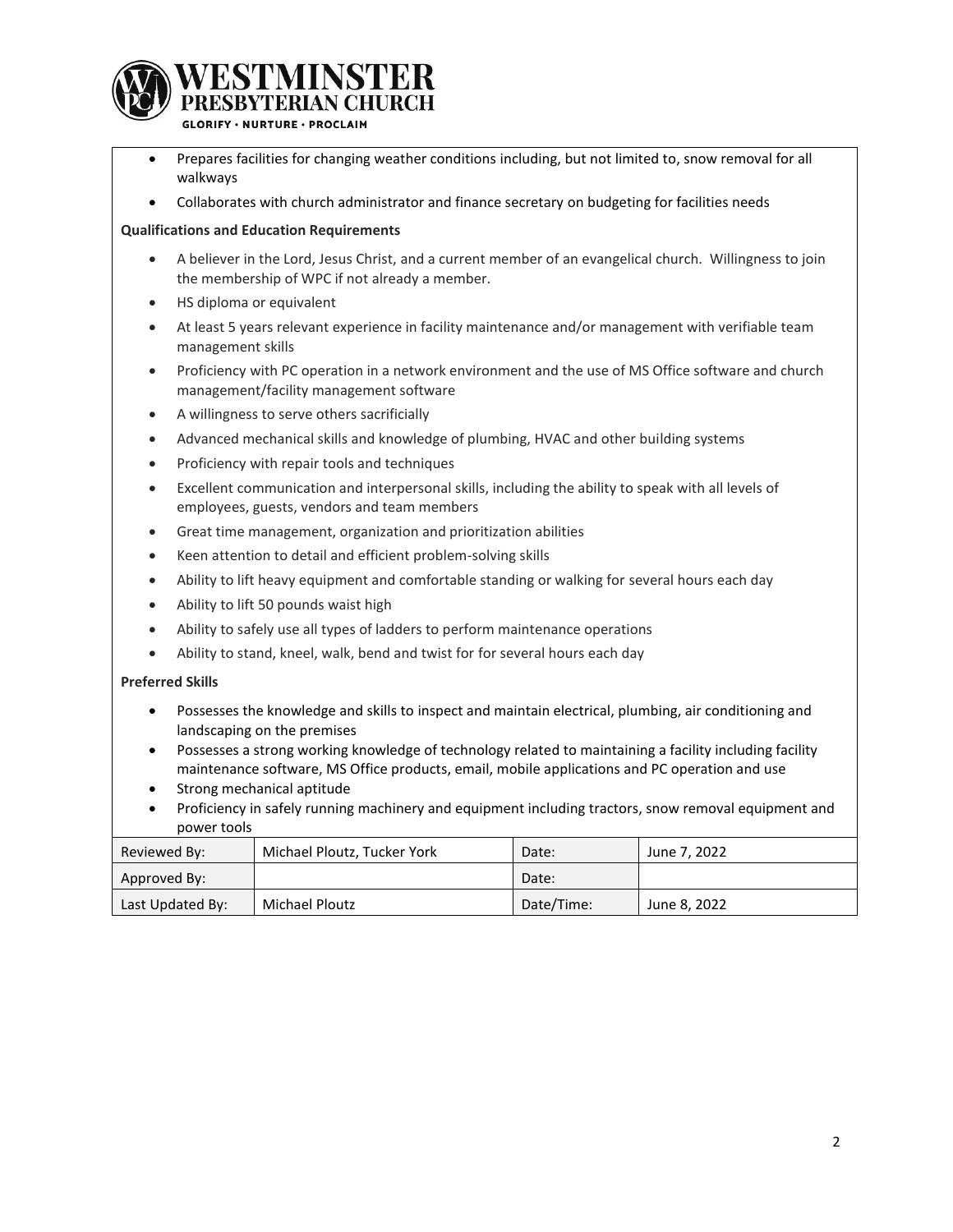- Prepares facilities for changing weather conditions including, but not limited to, snow removal for all walkways
- Collaborates with church administrator and finance secretary on budgeting for facilities needs

**Qualifications and Education Requirements**

- A believer in the Lord, Jesus Christ, and a current member of an evangelical church. Willingness to join the membership of WPC if not already a member.
- HS diploma or equivalent
- At least 5 years relevant experience in facility maintenance and/or management with verifiable team management skills
- Proficiency with PC operation in a network environment and the use of MS Office software and church management/facility management software
- A willingness to serve others sacrificially
- Advanced mechanical skills and knowledge of plumbing, HVAC and other building systems
- Proficiency with repair tools and techniques
- Excellent communication and interpersonal skills, including the ability to speak with all levels of employees, guests, vendors and team members
- Great time management, organization and prioritization abilities
- Keen attention to detail and efficient problem-solving skills
- Ability to lift heavy equipment and comfortable standing or walking for several hours each day
- Ability to lift 50 pounds waist high
- Ability to safely use all types of ladders to perform maintenance operations
- Ability to stand, kneel, walk, bend and twist for for several hours each day

**Preferred Skills**

- Possesses the knowledge and skills to inspect and maintain electrical, plumbing, air conditioning and landscaping on the premises
- Possesses a strong working knowledge of technology related to maintaining a facility including facility maintenance software, MS Office products, email, mobile applications and PC operation and use
- Strong mechanical aptitude
- Proficiency in safely running machinery and equipment including tractors, snow removal equipment and power tools

| | | | |
|---|---|---|---|
| Reviewed By: | Michael Ploutz, Tucker York | Date: | June 7, 2022 |
| Approved By: | | Date: | |
| Last Updated By: | Michael Ploutz | Date/Time: | June 8, 2022 |